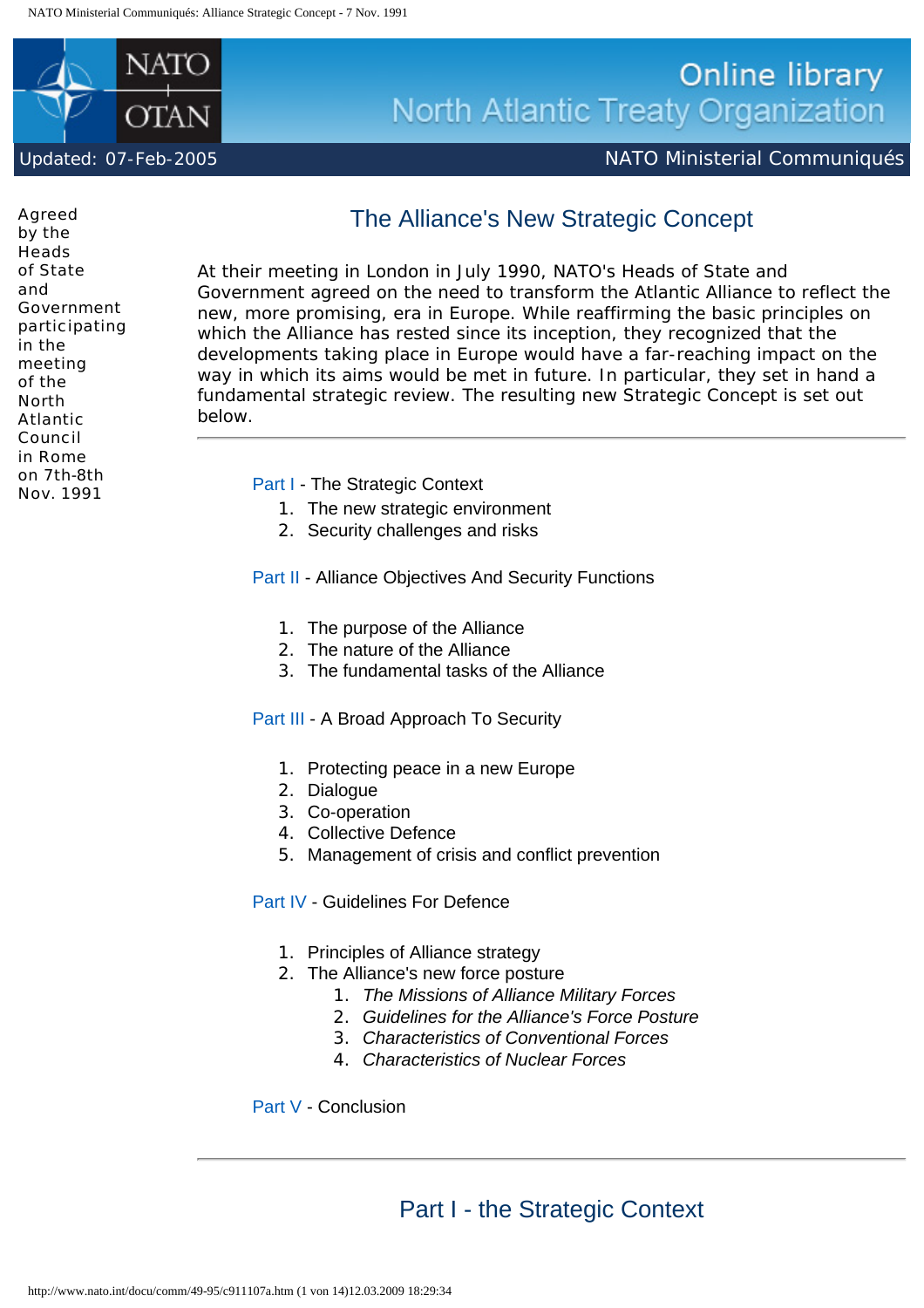Agreed by the Heads of State and Government participating in the meeting of the North Atlantic Council in Rome on 7th-8th Nov. 1991

# The Alliance's New Strategic Concept

At their meeting in London in July 1990, NATO's Heads of State and Government agreed on the need to transform the Atlantic Alliance to reflect the new, more promising, era in Europe. While reaffirming the basic principles on which the Alliance has rested since its inception, they recognized that the developments taking place in Europe would have a far-reaching impact on the way in which its aims would be met in future. In particular, they set in hand a fundamental strategic review. The resulting new Strategic Concept is set out below.

---

Part I - The Strategic Context

1. The new strategic environment
2. Security challenges and risks

Part II - Alliance Objectives And Security Functions

1. The purpose of the Alliance
2. The nature of the Alliance
3. The fundamental tasks of the Alliance

Part III - A Broad Approach To Security

1. Protecting peace in a new Europe
2. Dialogue
3. Co-operation
4. Collective Defence
5. Management of crisis and conflict prevention

Part IV - Guidelines For Defence

1. Principles of Alliance strategy
2. The Alliance's new force posture
   1. *The Missions of Alliance Military Forces*
   2. *Guidelines for the Alliance's Force Posture*
   3. *Characteristics of Conventional Forces*
   4. *Characteristics of Nuclear Forces*

Part V - Conclusion

---

## Part I - the Strategic Context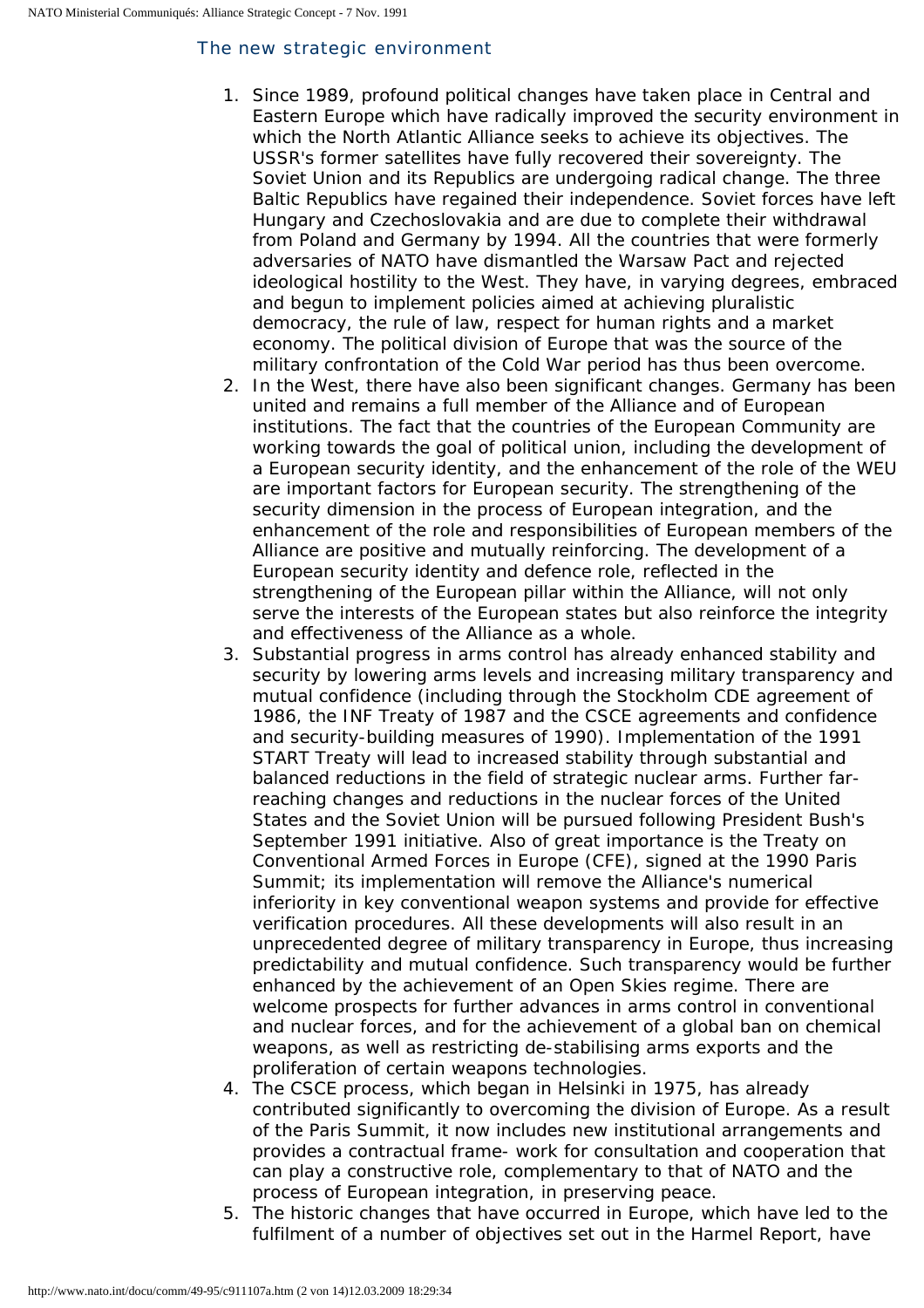## The new strategic environment

1. Since 1989, profound political changes have taken place in Central and Eastern Europe which have radically improved the security environment in which the North Atlantic Alliance seeks to achieve its objectives. The USSR's former satellites have fully recovered their sovereignty. The Soviet Union and its Republics are undergoing radical change. The three Baltic Republics have regained their independence. Soviet forces have left Hungary and Czechoslovakia and are due to complete their withdrawal from Poland and Germany by 1994. All the countries that were formerly adversaries of NATO have dismantled the Warsaw Pact and rejected ideological hostility to the West. They have, in varying degrees, embraced and begun to implement policies aimed at achieving pluralistic democracy, the rule of law, respect for human rights and a market economy. The political division of Europe that was the source of the military confrontation of the Cold War period has thus been overcome.
2. In the West, there have also been significant changes. Germany has been united and remains a full member of the Alliance and of European institutions. The fact that the countries of the European Community are working towards the goal of political union, including the development of a European security identity, and the enhancement of the role of the WEU are important factors for European security. The strengthening of the security dimension in the process of European integration, and the enhancement of the role and responsibilities of European members of the Alliance are positive and mutually reinforcing. The development of a European security identity and defence role, reflected in the strengthening of the European pillar within the Alliance, will not only serve the interests of the European states but also reinforce the integrity and effectiveness of the Alliance as a whole.
3. Substantial progress in arms control has already enhanced stability and security by lowering arms levels and increasing military transparency and mutual confidence (including through the Stockholm CDE agreement of 1986, the INF Treaty of 1987 and the CSCE agreements and confidence and security-building measures of 1990). Implementation of the 1991 START Treaty will lead to increased stability through substantial and balanced reductions in the field of strategic nuclear arms. Further far-reaching changes and reductions in the nuclear forces of the United States and the Soviet Union will be pursued following President Bush's September 1991 initiative. Also of great importance is the Treaty on Conventional Armed Forces in Europe (CFE), signed at the 1990 Paris Summit; its implementation will remove the Alliance's numerical inferiority in key conventional weapon systems and provide for effective verification procedures. All these developments will also result in an unprecedented degree of military transparency in Europe, thus increasing predictability and mutual confidence. Such transparency would be further enhanced by the achievement of an Open Skies regime. There are welcome prospects for further advances in arms control in conventional and nuclear forces, and for the achievement of a global ban on chemical weapons, as well as restricting de-stabilising arms exports and the proliferation of certain weapons technologies.
4. The CSCE process, which began in Helsinki in 1975, has already contributed significantly to overcoming the division of Europe. As a result of the Paris Summit, it now includes new institutional arrangements and provides a contractual frame- work for consultation and cooperation that can play a constructive role, complementary to that of NATO and the process of European integration, in preserving peace.
5. The historic changes that have occurred in Europe, which have led to the fulfilment of a number of objectives set out in the Harmel Report, have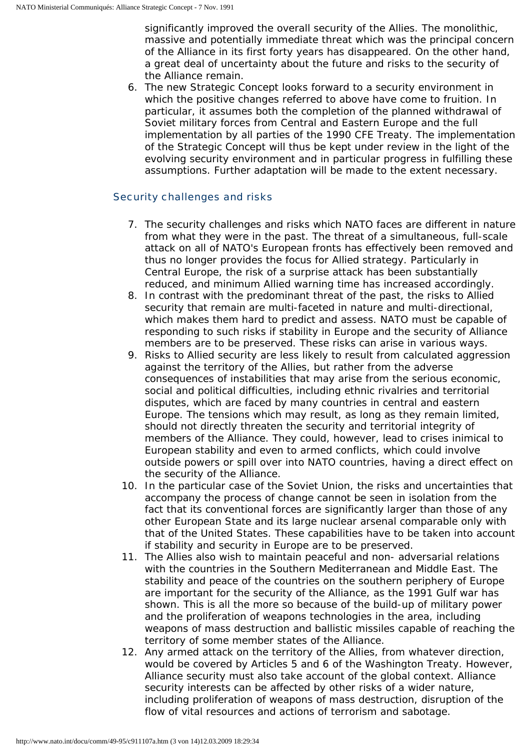significantly improved the overall security of the Allies. The monolithic, massive and potentially immediate threat which was the principal concern of the Alliance in its first forty years has disappeared. On the other hand, a great deal of uncertainty about the future and risks to the security of the Alliance remain.

6. The new Strategic Concept looks forward to a security environment in which the positive changes referred to above have come to fruition. In particular, it assumes both the completion of the planned withdrawal of Soviet military forces from Central and Eastern Europe and the full implementation by all parties of the 1990 CFE Treaty. The implementation of the Strategic Concept will thus be kept under review in the light of the evolving security environment and in particular progress in fulfilling these assumptions. Further adaptation will be made to the extent necessary.

### Security challenges and risks

7. The security challenges and risks which NATO faces are different in nature from what they were in the past. The threat of a simultaneous, full-scale attack on all of NATO's European fronts has effectively been removed and thus no longer provides the focus for Allied strategy. Particularly in Central Europe, the risk of a surprise attack has been substantially reduced, and minimum Allied warning time has increased accordingly.
8. In contrast with the predominant threat of the past, the risks to Allied security that remain are multi-faceted in nature and multi-directional, which makes them hard to predict and assess. NATO must be capable of responding to such risks if stability in Europe and the security of Alliance members are to be preserved. These risks can arise in various ways.
9. Risks to Allied security are less likely to result from calculated aggression against the territory of the Allies, but rather from the adverse consequences of instabilities that may arise from the serious economic, social and political difficulties, including ethnic rivalries and territorial disputes, which are faced by many countries in central and eastern Europe. The tensions which may result, as long as they remain limited, should not directly threaten the security and territorial integrity of members of the Alliance. They could, however, lead to crises inimical to European stability and even to armed conflicts, which could involve outside powers or spill over into NATO countries, having a direct effect on the security of the Alliance.
10. In the particular case of the Soviet Union, the risks and uncertainties that accompany the process of change cannot be seen in isolation from the fact that its conventional forces are significantly larger than those of any other European State and its large nuclear arsenal comparable only with that of the United States. These capabilities have to be taken into account if stability and security in Europe are to be preserved.
11. The Allies also wish to maintain peaceful and non- adversarial relations with the countries in the Southern Mediterranean and Middle East. The stability and peace of the countries on the southern periphery of Europe are important for the security of the Alliance, as the 1991 Gulf war has shown. This is all the more so because of the build-up of military power and the proliferation of weapons technologies in the area, including weapons of mass destruction and ballistic missiles capable of reaching the territory of some member states of the Alliance.
12. Any armed attack on the territory of the Allies, from whatever direction, would be covered by Articles 5 and 6 of the Washington Treaty. However, Alliance security must also take account of the global context. Alliance security interests can be affected by other risks of a wider nature, including proliferation of weapons of mass destruction, disruption of the flow of vital resources and actions of terrorism and sabotage.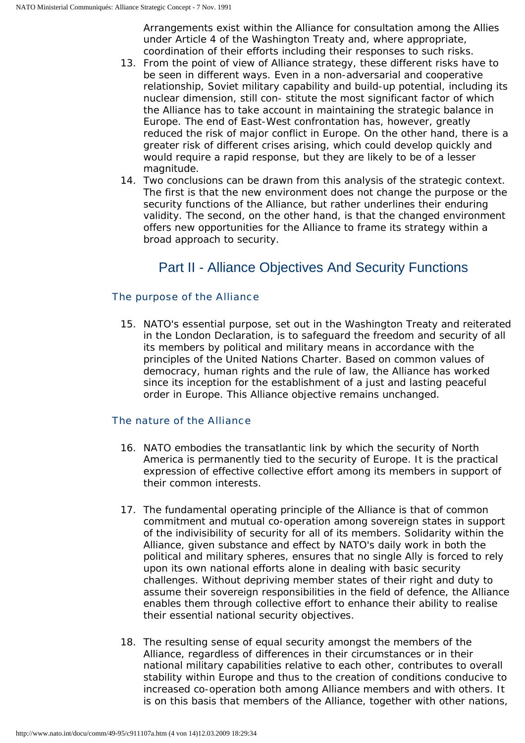Arrangements exist within the Alliance for consultation among the Allies under Article 4 of the Washington Treaty and, where appropriate, coordination of their efforts including their responses to such risks.

13. From the point of view of Alliance strategy, these different risks have to be seen in different ways. Even in a non-adversarial and cooperative relationship, Soviet military capability and build-up potential, including its nuclear dimension, still con- stitute the most significant factor of which the Alliance has to take account in maintaining the strategic balance in Europe. The end of East-West confrontation has, however, greatly reduced the risk of major conflict in Europe. On the other hand, there is a greater risk of different crises arising, which could develop quickly and would require a rapid response, but they are likely to be of a lesser magnitude.
14. Two conclusions can be drawn from this analysis of the strategic context. The first is that the new environment does not change the purpose or the security functions of the Alliance, but rather underlines their enduring validity. The second, on the other hand, is that the changed environment offers new opportunities for the Alliance to frame its strategy within a broad approach to security.

## Part II - Alliance Objectives And Security Functions

### The purpose of the Alliance

15. NATO's essential purpose, set out in the Washington Treaty and reiterated in the London Declaration, is to safeguard the freedom and security of all its members by political and military means in accordance with the principles of the United Nations Charter. Based on common values of democracy, human rights and the rule of law, the Alliance has worked since its inception for the establishment of a just and lasting peaceful order in Europe. This Alliance objective remains unchanged.

### The nature of the Alliance

16. NATO embodies the transatlantic link by which the security of North America is permanently tied to the security of Europe. It is the practical expression of effective collective effort among its members in support of their common interests.

17. The fundamental operating principle of the Alliance is that of common commitment and mutual co-operation among sovereign states in support of the indivisibility of security for all of its members. Solidarity within the Alliance, given substance and effect by NATO's daily work in both the political and military spheres, ensures that no single Ally is forced to rely upon its own national efforts alone in dealing with basic security challenges. Without depriving member states of their right and duty to assume their sovereign responsibilities in the field of defence, the Alliance enables them through collective effort to enhance their ability to realise their essential national security objectives.

18. The resulting sense of equal security amongst the members of the Alliance, regardless of differences in their circumstances or in their national military capabilities relative to each other, contributes to overall stability within Europe and thus to the creation of conditions conducive to increased co-operation both among Alliance members and with others. It is on this basis that members of the Alliance, together with other nations,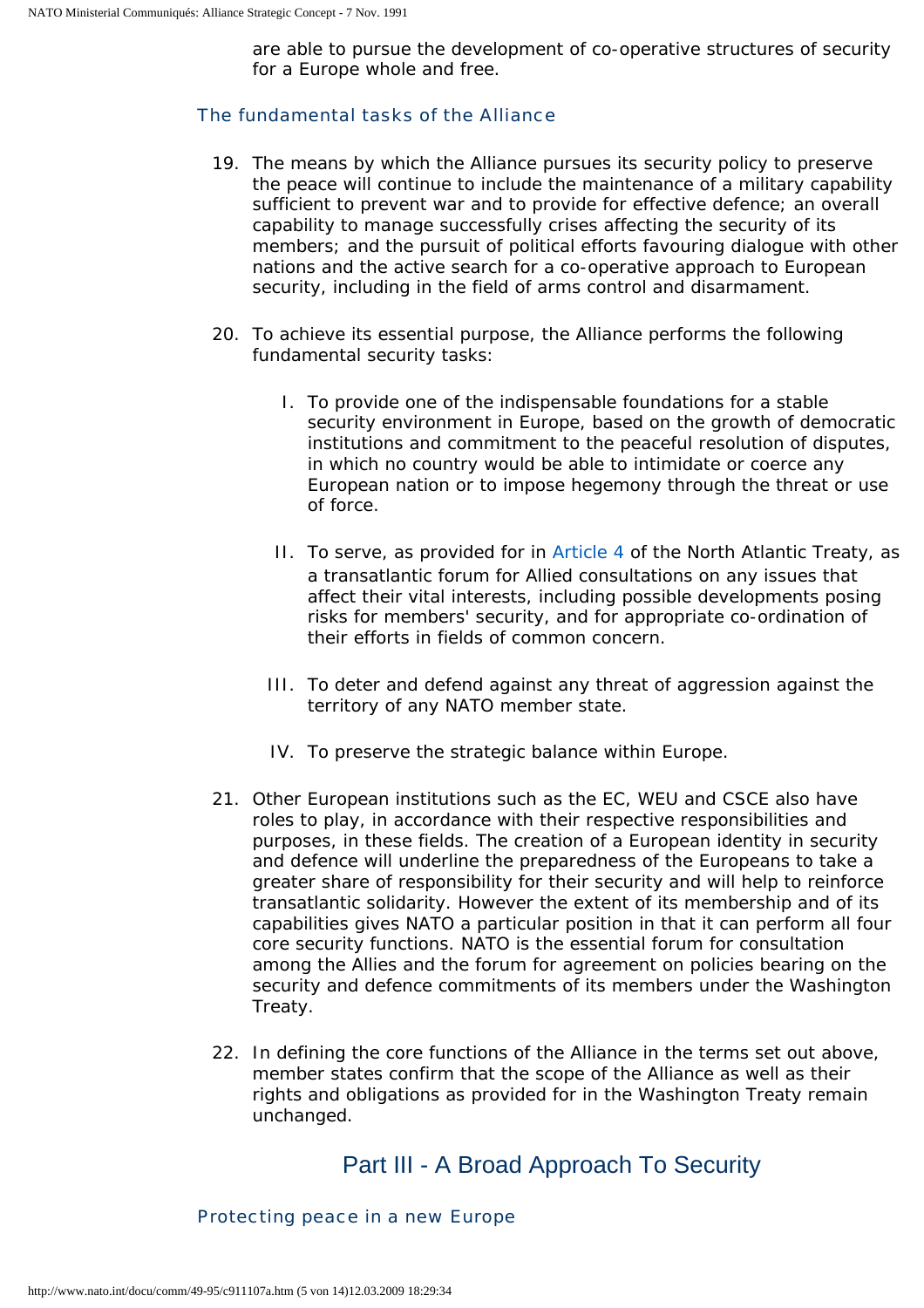are able to pursue the development of co-operative structures of security for a Europe whole and free.

### The fundamental tasks of the Alliance

19. The means by which the Alliance pursues its security policy to preserve the peace will continue to include the maintenance of a military capability sufficient to prevent war and to provide for effective defence; an overall capability to manage successfully crises affecting the security of its members; and the pursuit of political efforts favouring dialogue with other nations and the active search for a co-operative approach to European security, including in the field of arms control and disarmament.

20. To achieve its essential purpose, the Alliance performs the following fundamental security tasks:

    I. To provide one of the indispensable foundations for a stable security environment in Europe, based on the growth of democratic institutions and commitment to the peaceful resolution of disputes, in which no country would be able to intimidate or coerce any European nation or to impose hegemony through the threat or use of force.

    II. To serve, as provided for in Article 4 of the North Atlantic Treaty, as a transatlantic forum for Allied consultations on any issues that affect their vital interests, including possible developments posing risks for members' security, and for appropriate co-ordination of their efforts in fields of common concern.

    III. To deter and defend against any threat of aggression against the territory of any NATO member state.

    IV. To preserve the strategic balance within Europe.

21. Other European institutions such as the EC, WEU and CSCE also have roles to play, in accordance with their respective responsibilities and purposes, in these fields. The creation of a European identity in security and defence will underline the preparedness of the Europeans to take a greater share of responsibility for their security and will help to reinforce transatlantic solidarity. However the extent of its membership and of its capabilities gives NATO a particular position in that it can perform all four core security functions. NATO is the essential forum for consultation among the Allies and the forum for agreement on policies bearing on the security and defence commitments of its members under the Washington Treaty.

22. In defining the core functions of the Alliance in the terms set out above, member states confirm that the scope of the Alliance as well as their rights and obligations as provided for in the Washington Treaty remain unchanged.

## Part III - A Broad Approach To Security

### Protecting peace in a new Europe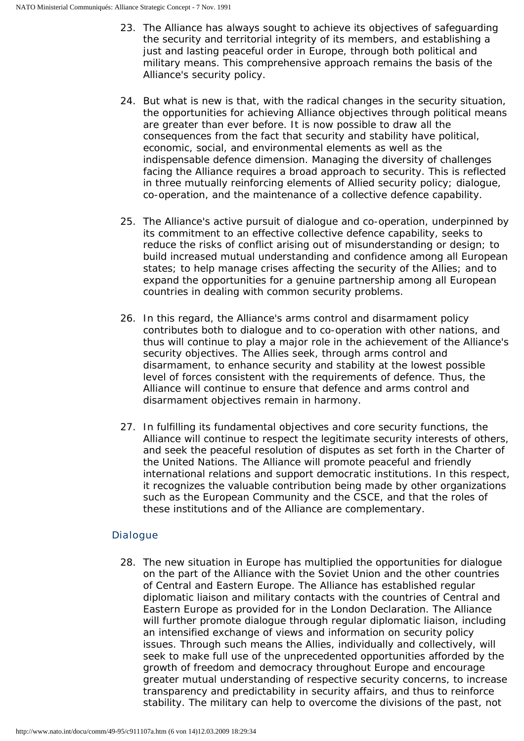23. The Alliance has always sought to achieve its objectives of safeguarding the security and territorial integrity of its members, and establishing a just and lasting peaceful order in Europe, through both political and military means. This comprehensive approach remains the basis of the Alliance's security policy.

24. But what is new is that, with the radical changes in the security situation, the opportunities for achieving Alliance objectives through political means are greater than ever before. It is now possible to draw all the consequences from the fact that security and stability have political, economic, social, and environmental elements as well as the indispensable defence dimension. Managing the diversity of challenges facing the Alliance requires a broad approach to security. This is reflected in three mutually reinforcing elements of Allied security policy; dialogue, co-operation, and the maintenance of a collective defence capability.

25. The Alliance's active pursuit of dialogue and co-operation, underpinned by its commitment to an effective collective defence capability, seeks to reduce the risks of conflict arising out of misunderstanding or design; to build increased mutual understanding and confidence among all European states; to help manage crises affecting the security of the Allies; and to expand the opportunities for a genuine partnership among all European countries in dealing with common security problems.

26. In this regard, the Alliance's arms control and disarmament policy contributes both to dialogue and to co-operation with other nations, and thus will continue to play a major role in the achievement of the Alliance's security objectives. The Allies seek, through arms control and disarmament, to enhance security and stability at the lowest possible level of forces consistent with the requirements of defence. Thus, the Alliance will continue to ensure that defence and arms control and disarmament objectives remain in harmony.

27. In fulfilling its fundamental objectives and core security functions, the Alliance will continue to respect the legitimate security interests of others, and seek the peaceful resolution of disputes as set forth in the Charter of the United Nations. The Alliance will promote peaceful and friendly international relations and support democratic institutions. In this respect, it recognizes the valuable contribution being made by other organizations such as the European Community and the CSCE, and that the roles of these institutions and of the Alliance are complementary.

### Dialogue

28. The new situation in Europe has multiplied the opportunities for dialogue on the part of the Alliance with the Soviet Union and the other countries of Central and Eastern Europe. The Alliance has established regular diplomatic liaison and military contacts with the countries of Central and Eastern Europe as provided for in the London Declaration. The Alliance will further promote dialogue through regular diplomatic liaison, including an intensified exchange of views and information on security policy issues. Through such means the Allies, individually and collectively, will seek to make full use of the unprecedented opportunities afforded by the growth of freedom and democracy throughout Europe and encourage greater mutual understanding of respective security concerns, to increase transparency and predictability in security affairs, and thus to reinforce stability. The military can help to overcome the divisions of the past, not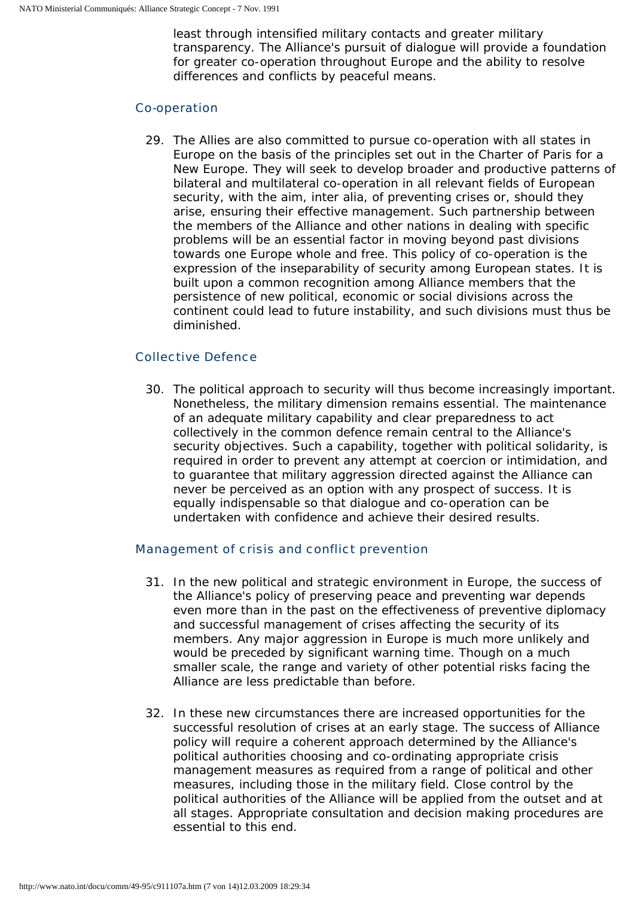least through intensified military contacts and greater military transparency. The Alliance's pursuit of dialogue will provide a foundation for greater co-operation throughout Europe and the ability to resolve differences and conflicts by peaceful means.

### Co-operation

29. The Allies are also committed to pursue co-operation with all states in Europe on the basis of the principles set out in the Charter of Paris for a New Europe. They will seek to develop broader and productive patterns of bilateral and multilateral co-operation in all relevant fields of European security, with the aim, inter alia, of preventing crises or, should they arise, ensuring their effective management. Such partnership between the members of the Alliance and other nations in dealing with specific problems will be an essential factor in moving beyond past divisions towards one Europe whole and free. This policy of co-operation is the expression of the inseparability of security among European states. It is built upon a common recognition among Alliance members that the persistence of new political, economic or social divisions across the continent could lead to future instability, and such divisions must thus be diminished.

### Collective Defence

30. The political approach to security will thus become increasingly important. Nonetheless, the military dimension remains essential. The maintenance of an adequate military capability and clear preparedness to act collectively in the common defence remain central to the Alliance's security objectives. Such a capability, together with political solidarity, is required in order to prevent any attempt at coercion or intimidation, and to guarantee that military aggression directed against the Alliance can never be perceived as an option with any prospect of success. It is equally indispensable so that dialogue and co-operation can be undertaken with confidence and achieve their desired results.

### Management of crisis and conflict prevention

31. In the new political and strategic environment in Europe, the success of the Alliance's policy of preserving peace and preventing war depends even more than in the past on the effectiveness of preventive diplomacy and successful management of crises affecting the security of its members. Any major aggression in Europe is much more unlikely and would be preceded by significant warning time. Though on a much smaller scale, the range and variety of other potential risks facing the Alliance are less predictable than before.

32. In these new circumstances there are increased opportunities for the successful resolution of crises at an early stage. The success of Alliance policy will require a coherent approach determined by the Alliance's political authorities choosing and co-ordinating appropriate crisis management measures as required from a range of political and other measures, including those in the military field. Close control by the political authorities of the Alliance will be applied from the outset and at all stages. Appropriate consultation and decision making procedures are essential to this end.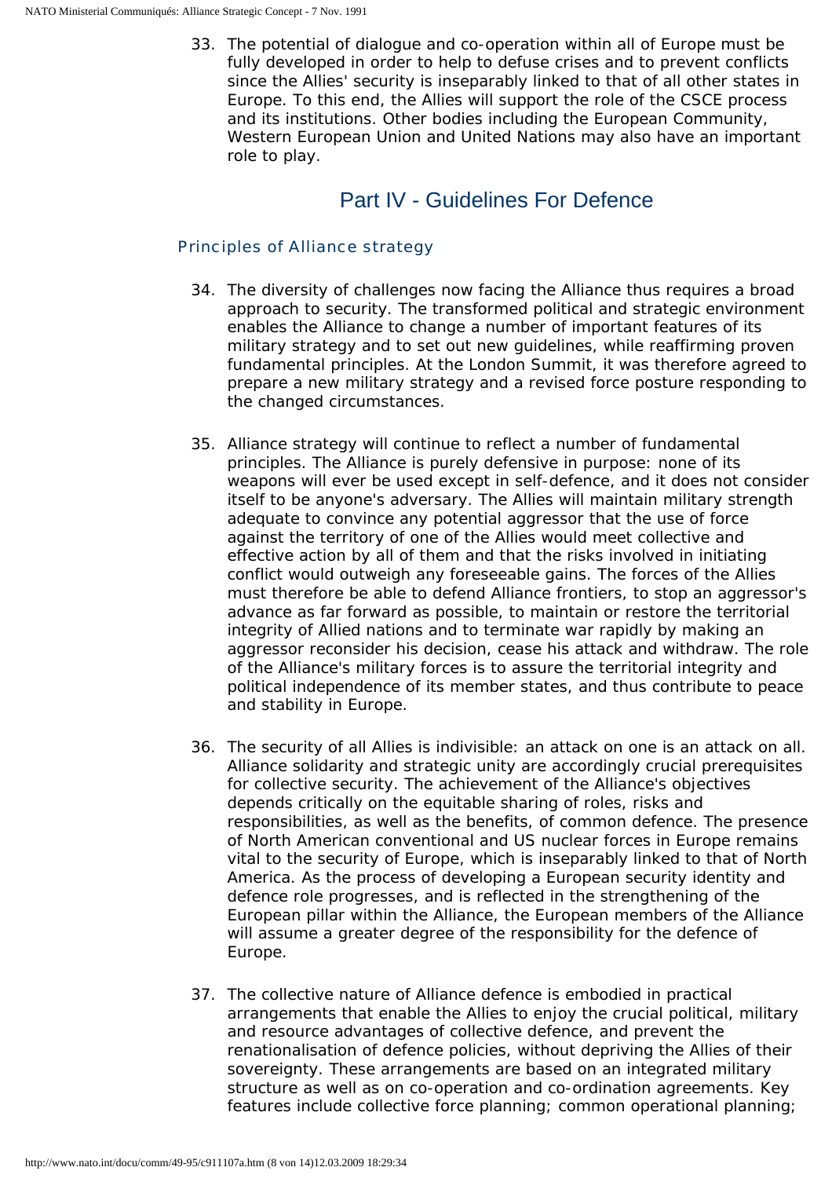33. The potential of dialogue and co-operation within all of Europe must be fully developed in order to help to defuse crises and to prevent conflicts since the Allies' security is inseparably linked to that of all other states in Europe. To this end, the Allies will support the role of the CSCE process and its institutions. Other bodies including the European Community, Western European Union and United Nations may also have an important role to play.

## Part IV - Guidelines For Defence

### Principles of Alliance strategy

34. The diversity of challenges now facing the Alliance thus requires a broad approach to security. The transformed political and strategic environment enables the Alliance to change a number of important features of its military strategy and to set out new guidelines, while reaffirming proven fundamental principles. At the London Summit, it was therefore agreed to prepare a new military strategy and a revised force posture responding to the changed circumstances.

35. Alliance strategy will continue to reflect a number of fundamental principles. The Alliance is purely defensive in purpose: none of its weapons will ever be used except in self-defence, and it does not consider itself to be anyone's adversary. The Allies will maintain military strength adequate to convince any potential aggressor that the use of force against the territory of one of the Allies would meet collective and effective action by all of them and that the risks involved in initiating conflict would outweigh any foreseeable gains. The forces of the Allies must therefore be able to defend Alliance frontiers, to stop an aggressor's advance as far forward as possible, to maintain or restore the territorial integrity of Allied nations and to terminate war rapidly by making an aggressor reconsider his decision, cease his attack and withdraw. The role of the Alliance's military forces is to assure the territorial integrity and political independence of its member states, and thus contribute to peace and stability in Europe.

36. The security of all Allies is indivisible: an attack on one is an attack on all. Alliance solidarity and strategic unity are accordingly crucial prerequisites for collective security. The achievement of the Alliance's objectives depends critically on the equitable sharing of roles, risks and responsibilities, as well as the benefits, of common defence. The presence of North American conventional and US nuclear forces in Europe remains vital to the security of Europe, which is inseparably linked to that of North America. As the process of developing a European security identity and defence role progresses, and is reflected in the strengthening of the European pillar within the Alliance, the European members of the Alliance will assume a greater degree of the responsibility for the defence of Europe.

37. The collective nature of Alliance defence is embodied in practical arrangements that enable the Allies to enjoy the crucial political, military and resource advantages of collective defence, and prevent the renationalisation of defence policies, without depriving the Allies of their sovereignty. These arrangements are based on an integrated military structure as well as on co-operation and co-ordination agreements. Key features include collective force planning; common operational planning;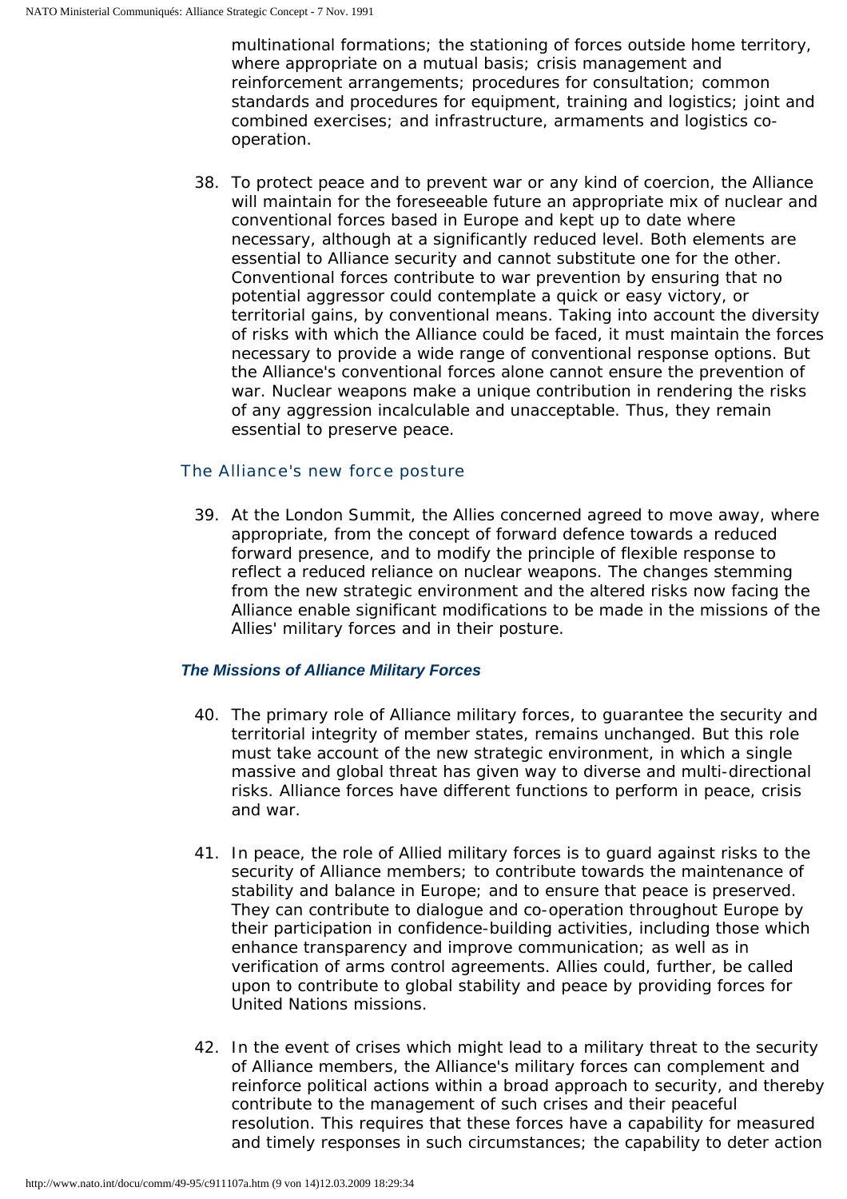multinational formations; the stationing of forces outside home territory, where appropriate on a mutual basis; crisis management and reinforcement arrangements; procedures for consultation; common standards and procedures for equipment, training and logistics; joint and combined exercises; and infrastructure, armaments and logistics co-operation.

38. To protect peace and to prevent war or any kind of coercion, the Alliance will maintain for the foreseeable future an appropriate mix of nuclear and conventional forces based in Europe and kept up to date where necessary, although at a significantly reduced level. Both elements are essential to Alliance security and cannot substitute one for the other. Conventional forces contribute to war prevention by ensuring that no potential aggressor could contemplate a quick or easy victory, or territorial gains, by conventional means. Taking into account the diversity of risks with which the Alliance could be faced, it must maintain the forces necessary to provide a wide range of conventional response options. But the Alliance's conventional forces alone cannot ensure the prevention of war. Nuclear weapons make a unique contribution in rendering the risks of any aggression incalculable and unacceptable. Thus, they remain essential to preserve peace.

## The Alliance's new force posture

39. At the London Summit, the Allies concerned agreed to move away, where appropriate, from the concept of forward defence towards a reduced forward presence, and to modify the principle of flexible response to reflect a reduced reliance on nuclear weapons. The changes stemming from the new strategic environment and the altered risks now facing the Alliance enable significant modifications to be made in the missions of the Allies' military forces and in their posture.

### *The Missions of Alliance Military Forces*

40. The primary role of Alliance military forces, to guarantee the security and territorial integrity of member states, remains unchanged. But this role must take account of the new strategic environment, in which a single massive and global threat has given way to diverse and multi-directional risks. Alliance forces have different functions to perform in peace, crisis and war.

41. In peace, the role of Allied military forces is to guard against risks to the security of Alliance members; to contribute towards the maintenance of stability and balance in Europe; and to ensure that peace is preserved. They can contribute to dialogue and co-operation throughout Europe by their participation in confidence-building activities, including those which enhance transparency and improve communication; as well as in verification of arms control agreements. Allies could, further, be called upon to contribute to global stability and peace by providing forces for United Nations missions.

42. In the event of crises which might lead to a military threat to the security of Alliance members, the Alliance's military forces can complement and reinforce political actions within a broad approach to security, and thereby contribute to the management of such crises and their peaceful resolution. This requires that these forces have a capability for measured and timely responses in such circumstances; the capability to deter action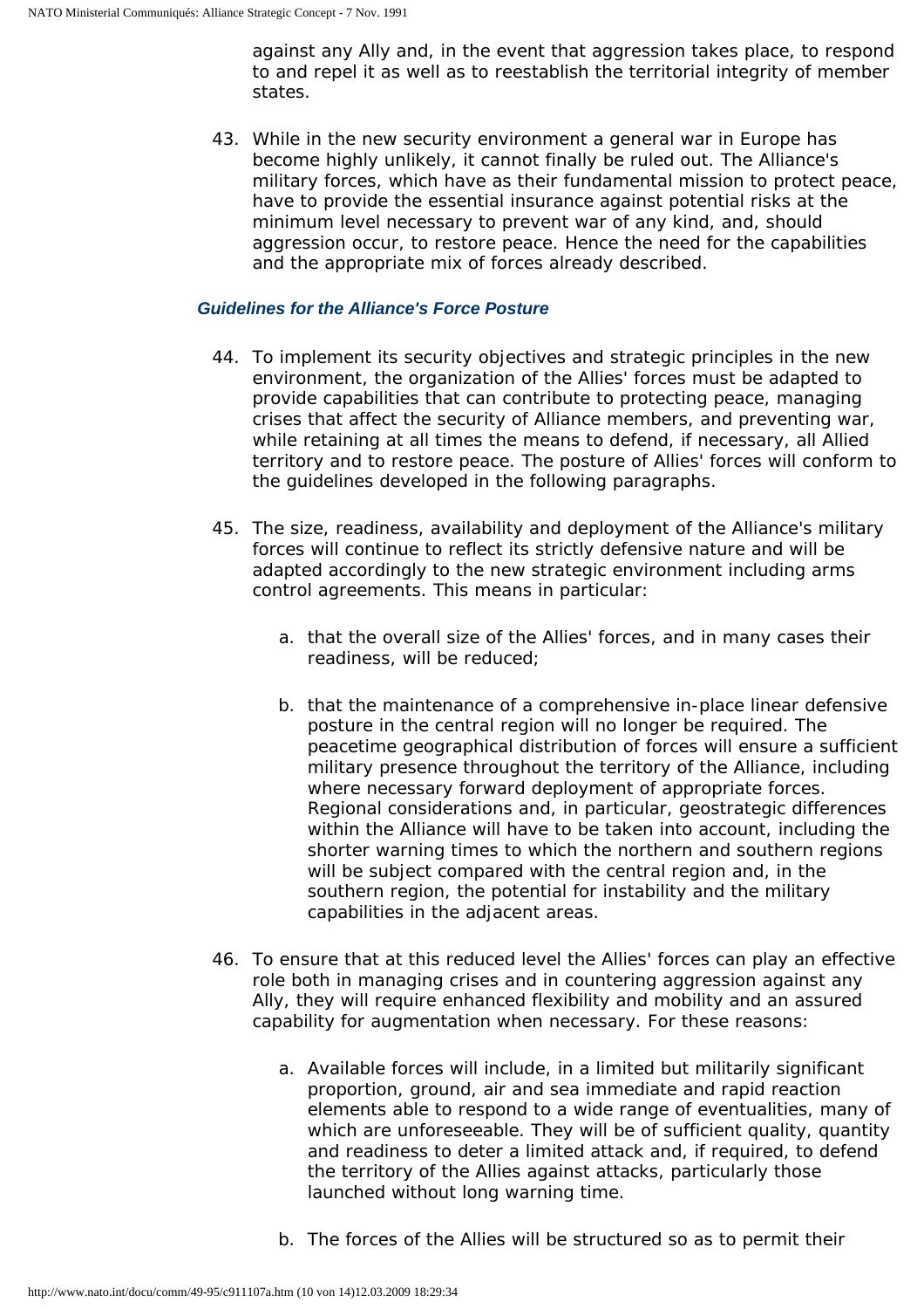against any Ally and, in the event that aggression takes place, to respond to and repel it as well as to reestablish the territorial integrity of member states.

43. While in the new security environment a general war in Europe has become highly unlikely, it cannot finally be ruled out. The Alliance's military forces, which have as their fundamental mission to protect peace, have to provide the essential insurance against potential risks at the minimum level necessary to prevent war of any kind, and, should aggression occur, to restore peace. Hence the need for the capabilities and the appropriate mix of forces already described.

### *Guidelines for the Alliance's Force Posture*

44. To implement its security objectives and strategic principles in the new environment, the organization of the Allies' forces must be adapted to provide capabilities that can contribute to protecting peace, managing crises that affect the security of Alliance members, and preventing war, while retaining at all times the means to defend, if necessary, all Allied territory and to restore peace. The posture of Allies' forces will conform to the guidelines developed in the following paragraphs.

45. The size, readiness, availability and deployment of the Alliance's military forces will continue to reflect its strictly defensive nature and will be adapted accordingly to the new strategic environment including arms control agreements. This means in particular:

    a. that the overall size of the Allies' forces, and in many cases their readiness, will be reduced;

    b. that the maintenance of a comprehensive in-place linear defensive posture in the central region will no longer be required. The peacetime geographical distribution of forces will ensure a sufficient military presence throughout the territory of the Alliance, including where necessary forward deployment of appropriate forces. Regional considerations and, in particular, geostrategic differences within the Alliance will have to be taken into account, including the shorter warning times to which the northern and southern regions will be subject compared with the central region and, in the southern region, the potential for instability and the military capabilities in the adjacent areas.

46. To ensure that at this reduced level the Allies' forces can play an effective role both in managing crises and in countering aggression against any Ally, they will require enhanced flexibility and mobility and an assured capability for augmentation when necessary. For these reasons:

    a. Available forces will include, in a limited but militarily significant proportion, ground, air and sea immediate and rapid reaction elements able to respond to a wide range of eventualities, many of which are unforeseeable. They will be of sufficient quality, quantity and readiness to deter a limited attack and, if required, to defend the territory of the Allies against attacks, particularly those launched without long warning time.

    b. The forces of the Allies will be structured so as to permit their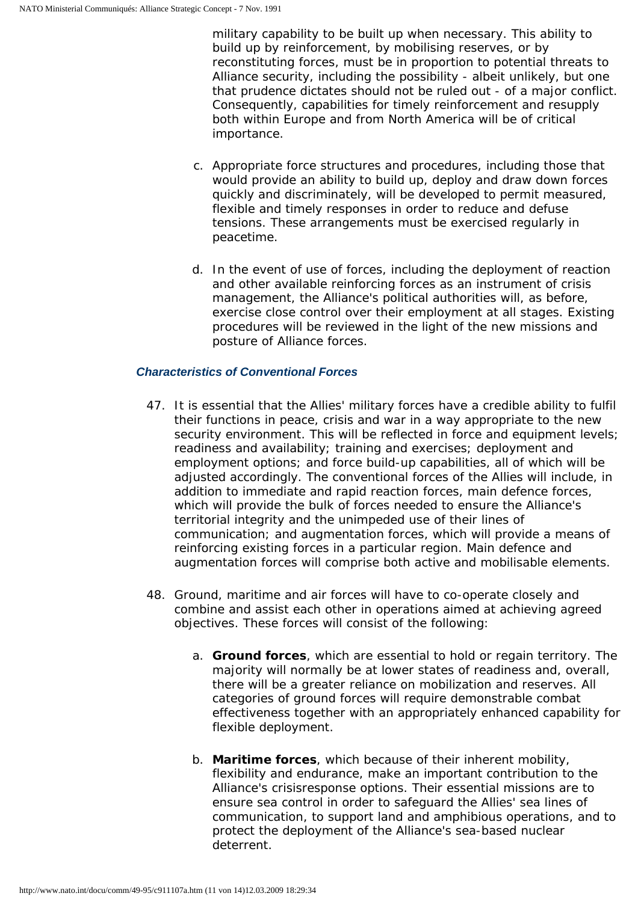military capability to be built up when necessary. This ability to build up by reinforcement, by mobilising reserves, or by reconstituting forces, must be in proportion to potential threats to Alliance security, including the possibility - albeit unlikely, but one that prudence dictates should not be ruled out - of a major conflict. Consequently, capabilities for timely reinforcement and resupply both within Europe and from North America will be of critical importance.

c. Appropriate force structures and procedures, including those that would provide an ability to build up, deploy and draw down forces quickly and discriminately, will be developed to permit measured, flexible and timely responses in order to reduce and defuse tensions. These arrangements must be exercised regularly in peacetime.

d. In the event of use of forces, including the deployment of reaction and other available reinforcing forces as an instrument of crisis management, the Alliance's political authorities will, as before, exercise close control over their employment at all stages. Existing procedures will be reviewed in the light of the new missions and posture of Alliance forces.

### *Characteristics of Conventional Forces*

47. It is essential that the Allies' military forces have a credible ability to fulfil their functions in peace, crisis and war in a way appropriate to the new security environment. This will be reflected in force and equipment levels; readiness and availability; training and exercises; deployment and employment options; and force build-up capabilities, all of which will be adjusted accordingly. The conventional forces of the Allies will include, in addition to immediate and rapid reaction forces, main defence forces, which will provide the bulk of forces needed to ensure the Alliance's territorial integrity and the unimpeded use of their lines of communication; and augmentation forces, which will provide a means of reinforcing existing forces in a particular region. Main defence and augmentation forces will comprise both active and mobilisable elements.

48. Ground, maritime and air forces will have to co-operate closely and combine and assist each other in operations aimed at achieving agreed objectives. These forces will consist of the following:

    a. **Ground forces**, which are essential to hold or regain territory. The majority will normally be at lower states of readiness and, overall, there will be a greater reliance on mobilization and reserves. All categories of ground forces will require demonstrable combat effectiveness together with an appropriately enhanced capability for flexible deployment.

    b. **Maritime forces**, which because of their inherent mobility, flexibility and endurance, make an important contribution to the Alliance's crisisresponse options. Their essential missions are to ensure sea control in order to safeguard the Allies' sea lines of communication, to support land and amphibious operations, and to protect the deployment of the Alliance's sea-based nuclear deterrent.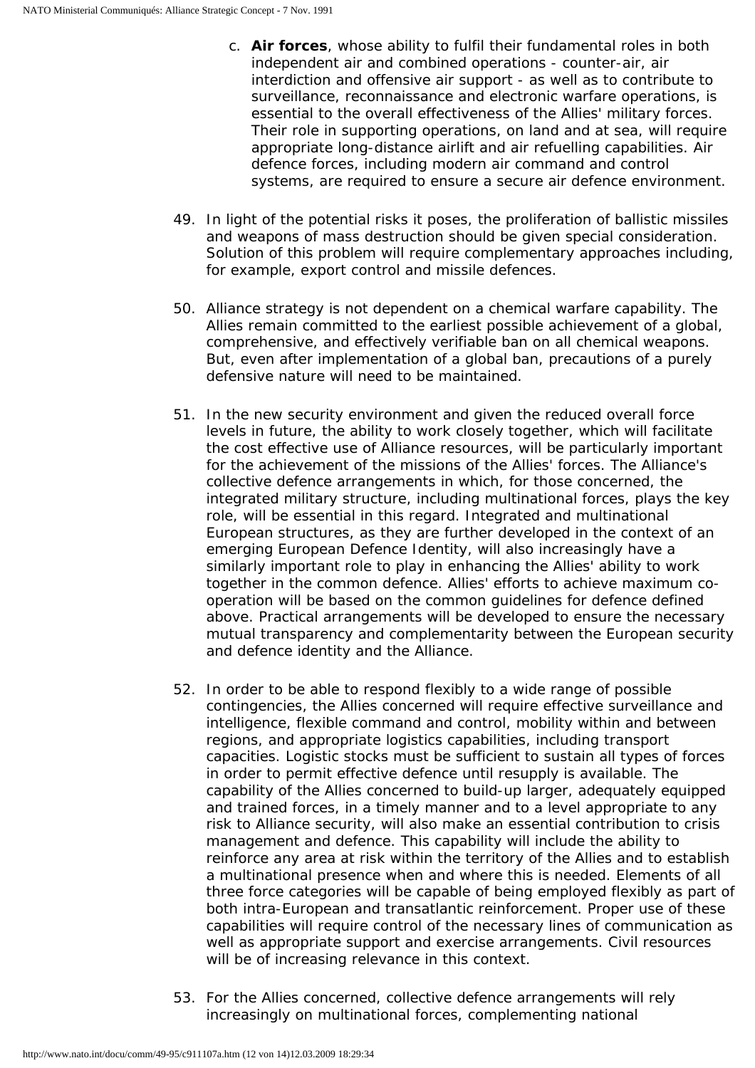c. **Air forces**, whose ability to fulfil their fundamental roles in both independent air and combined operations - counter-air, air interdiction and offensive air support - as well as to contribute to surveillance, reconnaissance and electronic warfare operations, is essential to the overall effectiveness of the Allies' military forces. Their role in supporting operations, on land and at sea, will require appropriate long-distance airlift and air refuelling capabilities. Air defence forces, including modern air command and control systems, are required to ensure a secure air defence environment.

49. In light of the potential risks it poses, the proliferation of ballistic missiles and weapons of mass destruction should be given special consideration. Solution of this problem will require complementary approaches including, for example, export control and missile defences.

50. Alliance strategy is not dependent on a chemical warfare capability. The Allies remain committed to the earliest possible achievement of a global, comprehensive, and effectively verifiable ban on all chemical weapons. But, even after implementation of a global ban, precautions of a purely defensive nature will need to be maintained.

51. In the new security environment and given the reduced overall force levels in future, the ability to work closely together, which will facilitate the cost effective use of Alliance resources, will be particularly important for the achievement of the missions of the Allies' forces. The Alliance's collective defence arrangements in which, for those concerned, the integrated military structure, including multinational forces, plays the key role, will be essential in this regard. Integrated and multinational European structures, as they are further developed in the context of an emerging European Defence Identity, will also increasingly have a similarly important role to play in enhancing the Allies' ability to work together in the common defence. Allies' efforts to achieve maximum co-operation will be based on the common guidelines for defence defined above. Practical arrangements will be developed to ensure the necessary mutual transparency and complementarity between the European security and defence identity and the Alliance.

52. In order to be able to respond flexibly to a wide range of possible contingencies, the Allies concerned will require effective surveillance and intelligence, flexible command and control, mobility within and between regions, and appropriate logistics capabilities, including transport capacities. Logistic stocks must be sufficient to sustain all types of forces in order to permit effective defence until resupply is available. The capability of the Allies concerned to build-up larger, adequately equipped and trained forces, in a timely manner and to a level appropriate to any risk to Alliance security, will also make an essential contribution to crisis management and defence. This capability will include the ability to reinforce any area at risk within the territory of the Allies and to establish a multinational presence when and where this is needed. Elements of all three force categories will be capable of being employed flexibly as part of both intra-European and transatlantic reinforcement. Proper use of these capabilities will require control of the necessary lines of communication as well as appropriate support and exercise arrangements. Civil resources will be of increasing relevance in this context.

53. For the Allies concerned, collective defence arrangements will rely increasingly on multinational forces, complementing national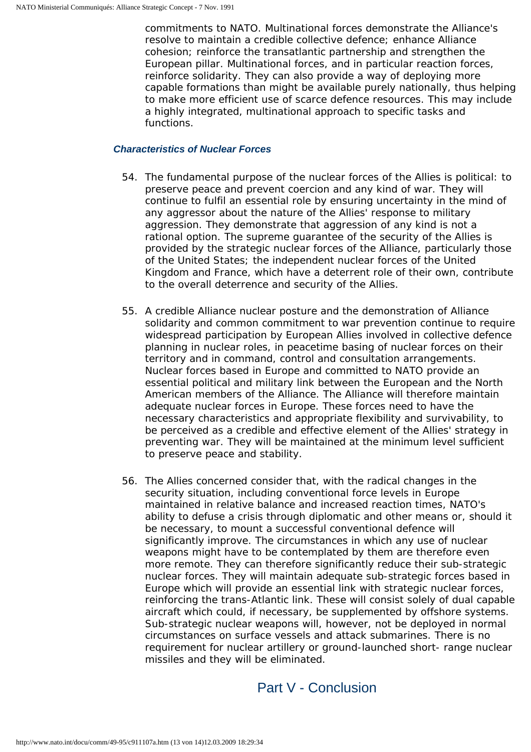commitments to NATO. Multinational forces demonstrate the Alliance's resolve to maintain a credible collective defence; enhance Alliance cohesion; reinforce the transatlantic partnership and strengthen the European pillar. Multinational forces, and in particular reaction forces, reinforce solidarity. They can also provide a way of deploying more capable formations than might be available purely nationally, thus helping to make more efficient use of scarce defence resources. This may include a highly integrated, multinational approach to specific tasks and functions.

### *Characteristics of Nuclear Forces*

54. The fundamental purpose of the nuclear forces of the Allies is political: to preserve peace and prevent coercion and any kind of war. They will continue to fulfil an essential role by ensuring uncertainty in the mind of any aggressor about the nature of the Allies' response to military aggression. They demonstrate that aggression of any kind is not a rational option. The supreme guarantee of the security of the Allies is provided by the strategic nuclear forces of the Alliance, particularly those of the United States; the independent nuclear forces of the United Kingdom and France, which have a deterrent role of their own, contribute to the overall deterrence and security of the Allies.

55. A credible Alliance nuclear posture and the demonstration of Alliance solidarity and common commitment to war prevention continue to require widespread participation by European Allies involved in collective defence planning in nuclear roles, in peacetime basing of nuclear forces on their territory and in command, control and consultation arrangements. Nuclear forces based in Europe and committed to NATO provide an essential political and military link between the European and the North American members of the Alliance. The Alliance will therefore maintain adequate nuclear forces in Europe. These forces need to have the necessary characteristics and appropriate flexibility and survivability, to be perceived as a credible and effective element of the Allies' strategy in preventing war. They will be maintained at the minimum level sufficient to preserve peace and stability.

56. The Allies concerned consider that, with the radical changes in the security situation, including conventional force levels in Europe maintained in relative balance and increased reaction times, NATO's ability to defuse a crisis through diplomatic and other means or, should it be necessary, to mount a successful conventional defence will significantly improve. The circumstances in which any use of nuclear weapons might have to be contemplated by them are therefore even more remote. They can therefore significantly reduce their sub-strategic nuclear forces. They will maintain adequate sub-strategic forces based in Europe which will provide an essential link with strategic nuclear forces, reinforcing the trans-Atlantic link. These will consist solely of dual capable aircraft which could, if necessary, be supplemented by offshore systems. Sub-strategic nuclear weapons will, however, not be deployed in normal circumstances on surface vessels and attack submarines. There is no requirement for nuclear artillery or ground-launched short- range nuclear missiles and they will be eliminated.

## Part V - Conclusion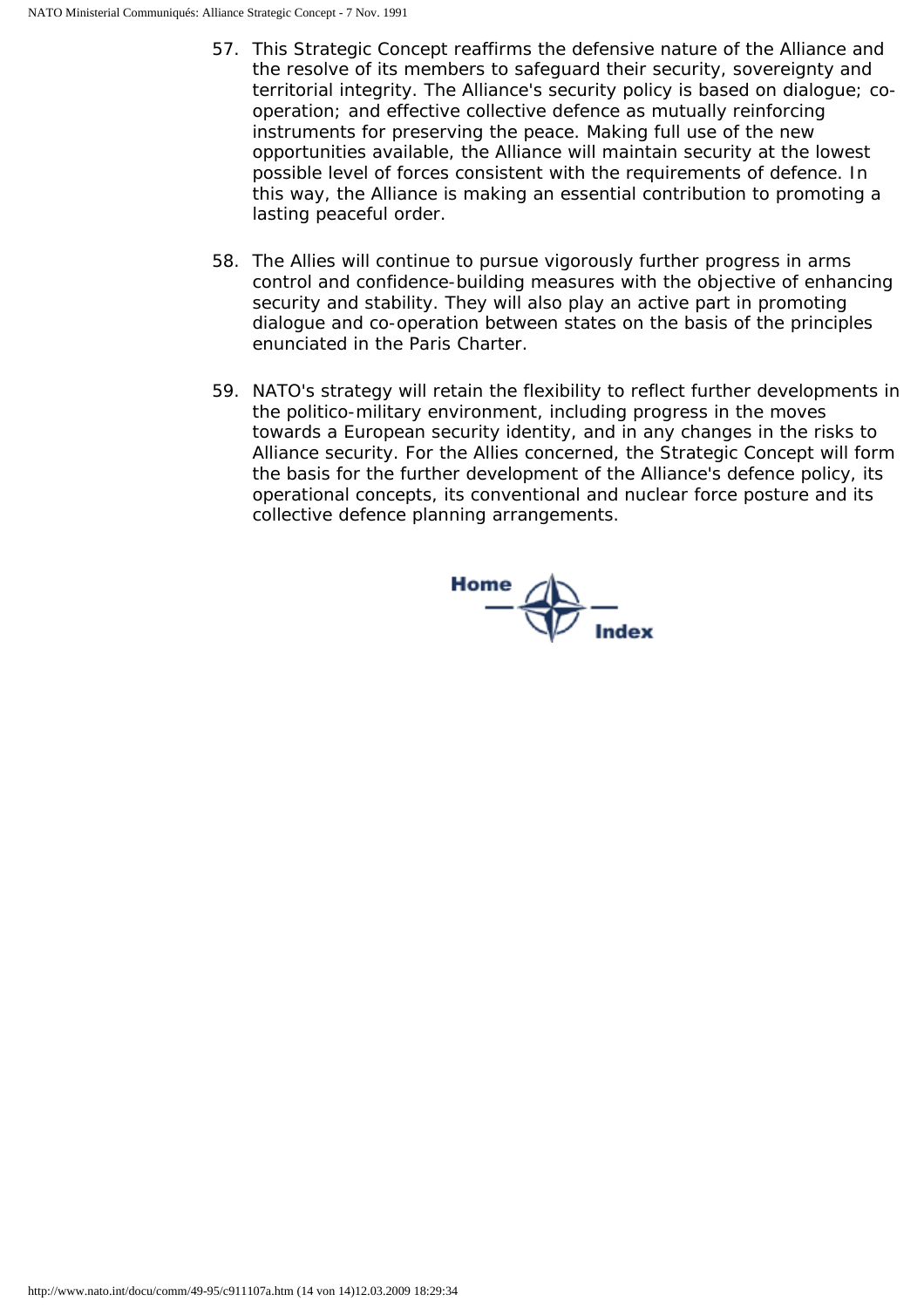57. This Strategic Concept reaffirms the defensive nature of the Alliance and the resolve of its members to safeguard their security, sovereignty and territorial integrity. The Alliance's security policy is based on dialogue; co-operation; and effective collective defence as mutually reinforcing instruments for preserving the peace. Making full use of the new opportunities available, the Alliance will maintain security at the lowest possible level of forces consistent with the requirements of defence. In this way, the Alliance is making an essential contribution to promoting a lasting peaceful order.

58. The Allies will continue to pursue vigorously further progress in arms control and confidence-building measures with the objective of enhancing security and stability. They will also play an active part in promoting dialogue and co-operation between states on the basis of the principles enunciated in the Paris Charter.

59. NATO's strategy will retain the flexibility to reflect further developments in the politico-military environment, including progress in the moves towards a European security identity, and in any changes in the risks to Alliance security. For the Allies concerned, the Strategic Concept will form the basis for the further development of the Alliance's defence policy, its operational concepts, its conventional and nuclear force posture and its collective defence planning arrangements.

Home

Index